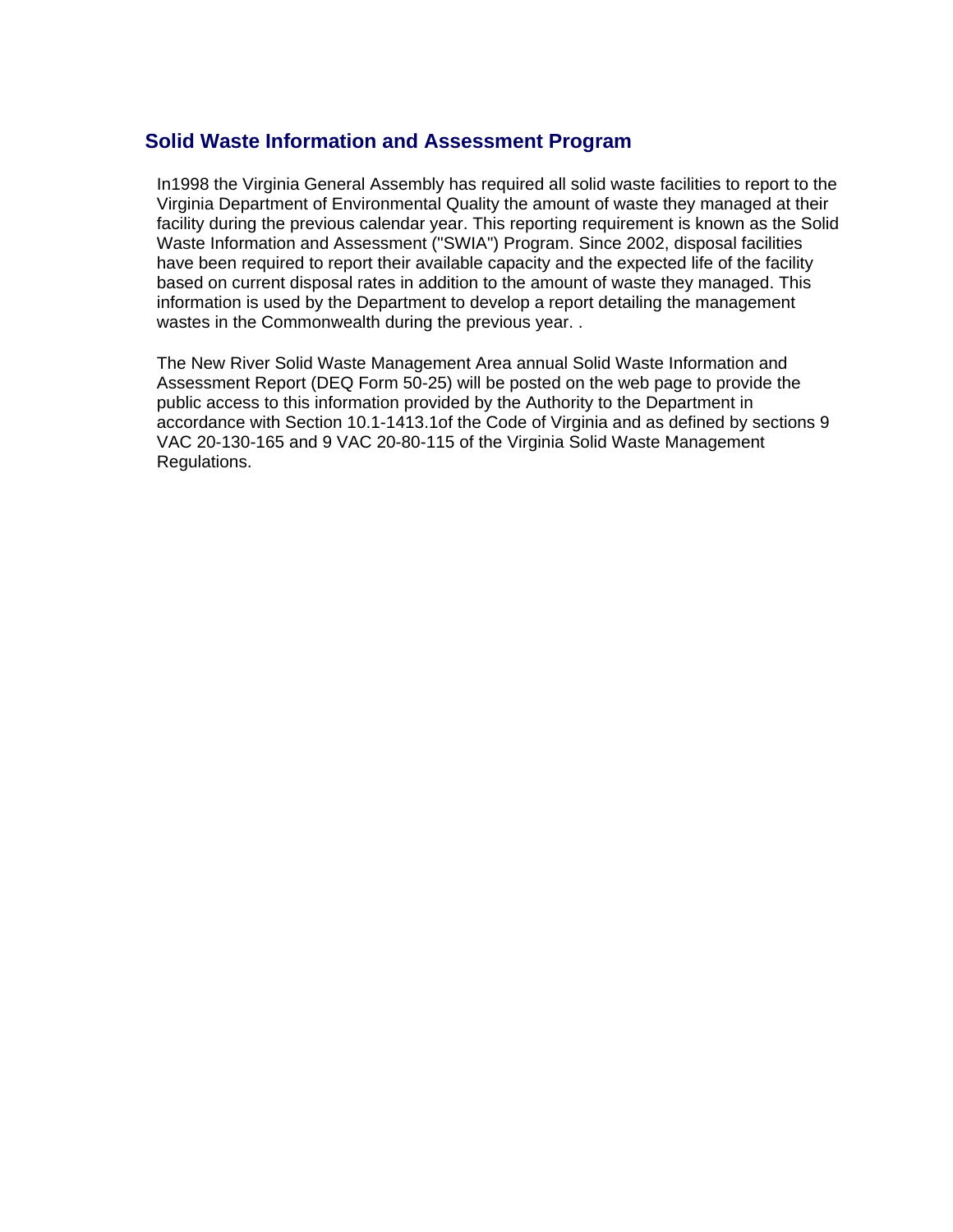## Solid Waste Information and Assessment Program

In1998 the Virginia General Assembly has required all solid waste facilities to report to the Virginia Department of Environmental Quality the amount of waste they managed at their facility during the previous calendar year. This reporting requirement is known as the Solid Waste Information and Assessment ("SWIA") Program. Since 2002, disposal facilities have been required to report their available capacity and the expected life of the facility based on current disposal rates in addition to the amount of waste they managed. This information is used by the Department to develop a report detailing the management wastes in the Commonwealth during the previous year. .

The New River Solid Waste Management Area annual Solid Waste Information and Assessment Report (DEQ Form 50-25) will be posted on the web page to provide the public access to this information provided by the Authority to the Department in accordance with Section 10.1-1413.1of the Code of Virginia and as defined by sections 9 VAC 20-130-165 and 9 VAC 20-80-115 of the Virginia Solid Waste Management Regulations.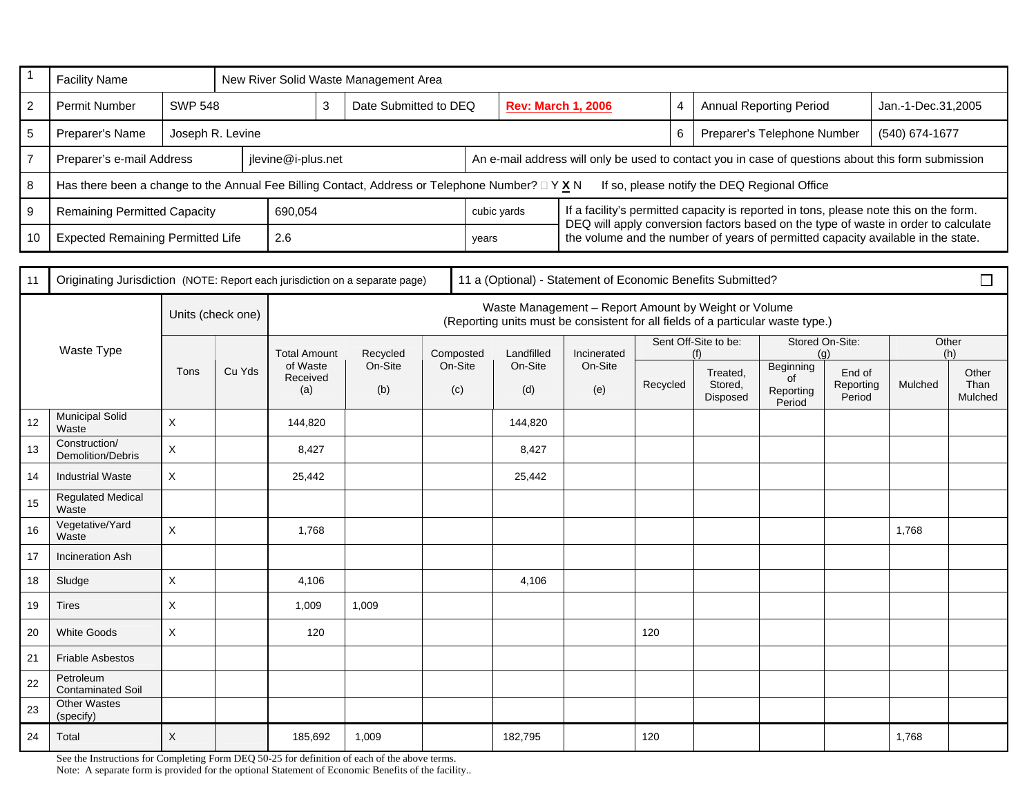| 1 | Facility Name | New River Solid Waste Management Area | | | |
|---|---|---|---|---|---|
| 2 | Permit Number | SWP 548 | 3 | Date Submitted to DEQ | **Rev: March 1, 2006** |
| 4 | Annual Reporting Period | Jan.-1-Dec.31,2005 | | | |
| 5 | Preparer's Name | Joseph R. Levine | 6 | Preparer's Telephone Number | (540) 674-1677 |
| 7 | Preparer's e-mail Address | jlevine@i-plus.net | | An e-mail address will only be used to contact you in case of questions about this form submission | |
| 8 | Has there been a change to the Annual Fee Billing Contact, Address or Telephone Number? □ Y **X** N | | | If so, please notify the DEQ Regional Office | |
| 9 | Remaining Permitted Capacity | 690,054 | cubic yards | If a facility's permitted capacity is reported in tons, please note this on the form. DEQ will apply conversion factors based on the type of waste in order to calculate the volume and the number of years of permitted capacity available in the state. | |
| 10 | Expected Remaining Permitted Life | 2.6 | years | | |

| 11 | Originating Jurisdiction (NOTE: Report each jurisdiction on a separate page) | 11 a (Optional) - Statement of Economic Benefits Submitted? ☐ | | | | | | | | | | | | | |
|---|---|---|---|---|---|---|---|---|---|---|---|---|---|---|---|
| | Waste Type | Units (check one) | | Waste Management – Report Amount by Weight or Volume (Reporting units must be consistent for all fields of a particular waste type.) | | | | | | | | | | | |
| | | Tons | Cu Yds | Total Amount of Waste Received (a) | Recycled On-Site (b) | Composted On-Site (c) | Landfilled On-Site (d) | Incinerated On-Site (e) | Sent Off-Site to be: (f) Recycled | Sent Off-Site to be: (f) Treated, Stored, Disposed | Stored On-Site: (g) Beginning of Reporting Period | Stored On-Site: (g) End of Reporting Period | Other (h) Mulched | Other (h) Other Than Mulched |
| 12 | Municipal Solid Waste | X | | 144,820 | | | 144,820 | | | | | | | |
| 13 | Construction/ Demolition/Debris | X | | 8,427 | | | 8,427 | | | | | | | |
| 14 | Industrial Waste | X | | 25,442 | | | 25,442 | | | | | | | |
| 15 | Regulated Medical Waste | | | | | | | | | | | | | |
| 16 | Vegetative/Yard Waste | X | | 1,768 | | | | | | | | | 1,768 | |
| 17 | Incineration Ash | | | | | | | | | | | | | |
| 18 | Sludge | X | | 4,106 | | | 4,106 | | | | | | | |
| 19 | Tires | X | | 1,009 | 1,009 | | | | | | | | | |
| 20 | White Goods | X | | 120 | | | | | 120 | | | | | |
| 21 | Friable Asbestos | | | | | | | | | | | | | |
| 22 | Petroleum Contaminated Soil | | | | | | | | | | | | | |
| 23 | Other Wastes (specify) | | | | | | | | | | | | | |
| 24 | Total | X | | 185,692 | 1,009 | | 182,795 | | 120 | | | | 1,768 | |

See the Instructions for Completing Form DEQ 50-25 for definition of each of the above terms.
Note: A separate form is provided for the optional Statement of Economic Benefits of the facility..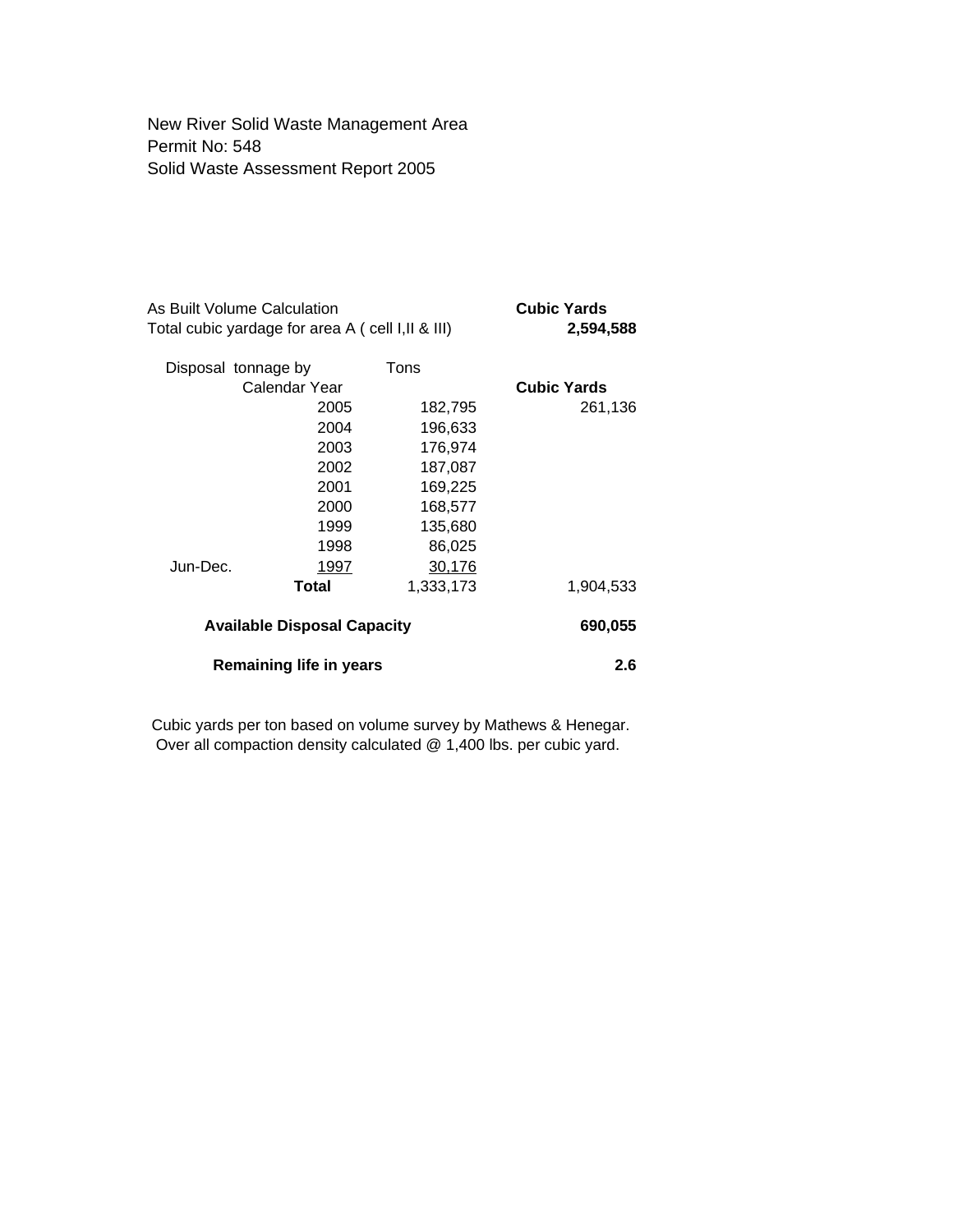New River Solid Waste Management Area
Permit No: 548
Solid Waste Assessment Report 2005

| | | | |
|---|---|---|---|
| As Built Volume Calculation | | | **Cubic Yards** |
| Total cubic yardage for area A ( cell I,II & III) | | | **2,594,588** |
| Disposal tonnage by | | Tons | |
| | Calendar Year | | **Cubic Yards** |
| | 2005 | 182,795 | 261,136 |
| | 2004 | 196,633 | |
| | 2003 | 176,974 | |
| | 2002 | 187,087 | |
| | 2001 | 169,225 | |
| | 2000 | 168,577 | |
| | 1999 | 135,680 | |
| | 1998 | 86,025 | |
| Jun-Dec. | 1997 | 30,176 | |
| | **Total** | 1,333,173 | 1,904,533 |
| **Available Disposal Capacity** | | | **690,055** |
| **Remaining life in years** | | | **2.6** |

Cubic yards per ton based on volume survey by Mathews & Henegar.
Over all compaction density calculated @ 1,400 lbs. per cubic yard.